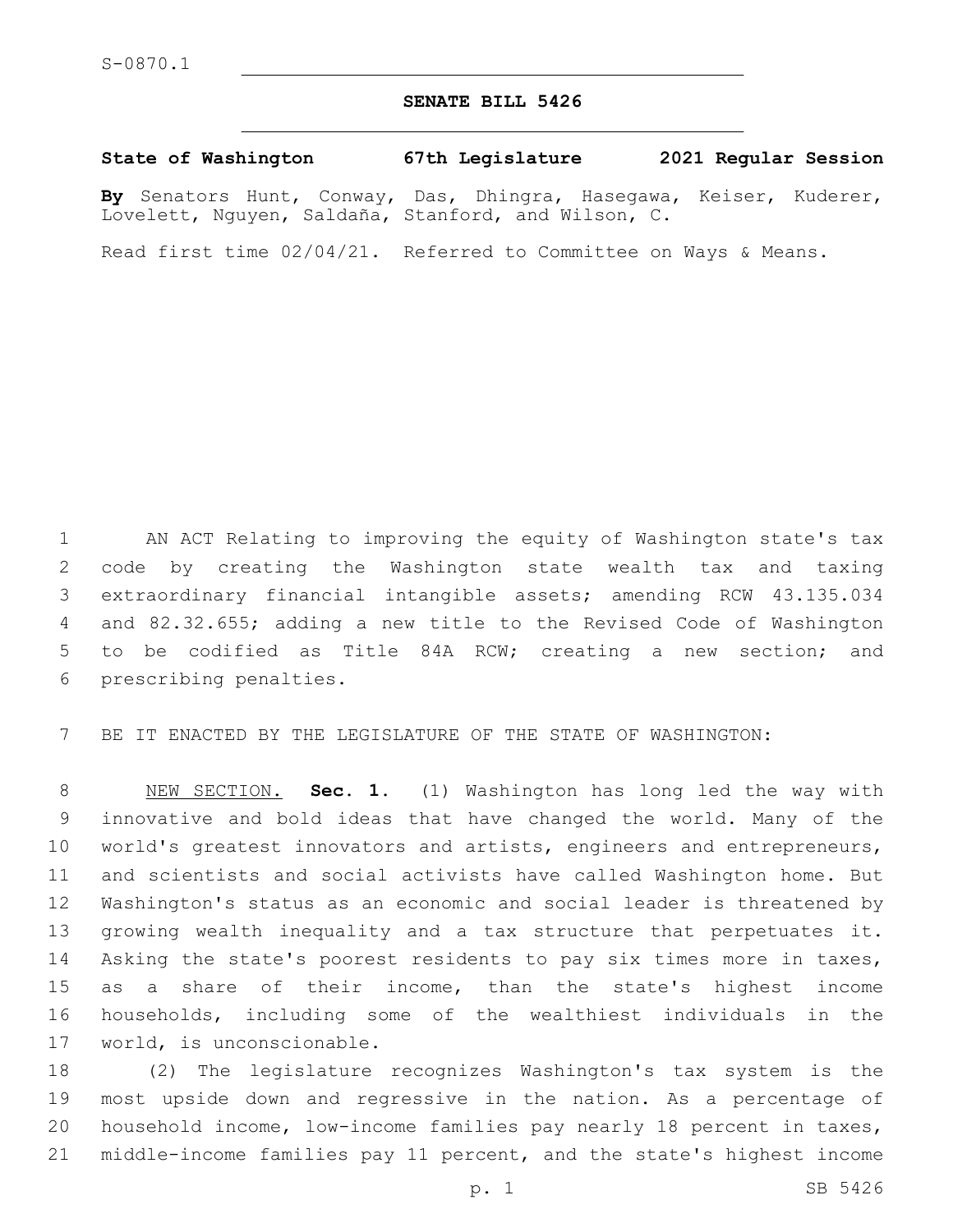S-0870.1

# SENATE BILL 5426

**State of Washington 67th Legislature 2021 Regular Session**

**By** Senators Hunt, Conway, Das, Dhingra, Hasegawa, Keiser, Kuderer, Lovelett, Nguyen, Saldaña, Stanford, and Wilson, C.

Read first time 02/04/21. Referred to Committee on Ways & Means.

AN ACT Relating to improving the equity of Washington state's tax code by creating the Washington state wealth tax and taxing extraordinary financial intangible assets; amending RCW 43.135.034 and 82.32.655; adding a new title to the Revised Code of Washington to be codified as Title 84A RCW; creating a new section; and prescribing penalties.

BE IT ENACTED BY THE LEGISLATURE OF THE STATE OF WASHINGTON:

NEW SECTION. **Sec. 1.** (1) Washington has long led the way with innovative and bold ideas that have changed the world. Many of the world's greatest innovators and artists, engineers and entrepreneurs, and scientists and social activists have called Washington home. But Washington's status as an economic and social leader is threatened by growing wealth inequality and a tax structure that perpetuates it. Asking the state's poorest residents to pay six times more in taxes, as a share of their income, than the state's highest income households, including some of the wealthiest individuals in the world, is unconscionable.

(2) The legislature recognizes Washington's tax system is the most upside down and regressive in the nation. As a percentage of household income, low-income families pay nearly 18 percent in taxes, middle-income families pay 11 percent, and the state's highest income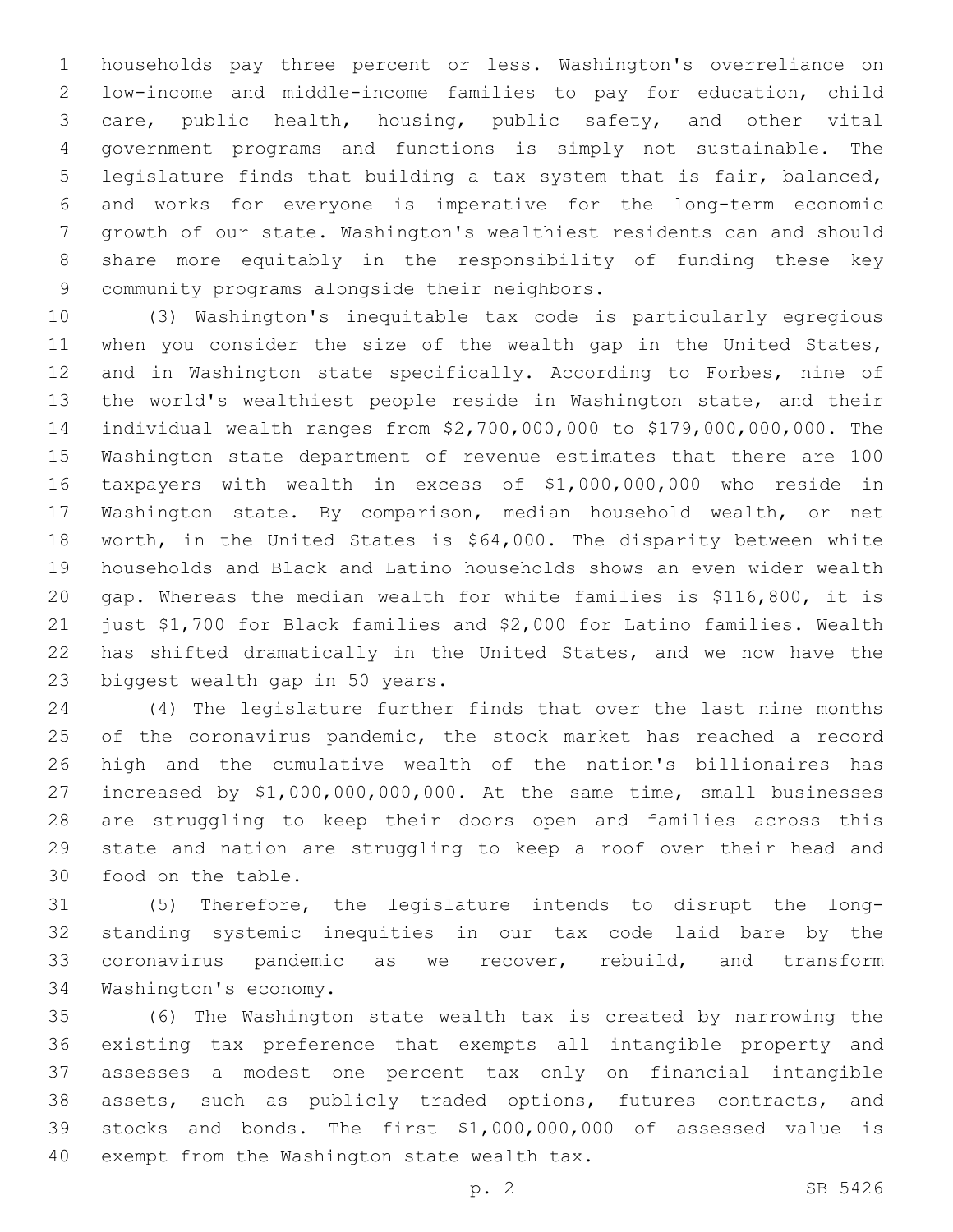households pay three percent or less. Washington's overreliance on low-income and middle-income families to pay for education, child care, public health, housing, public safety, and other vital government programs and functions is simply not sustainable. The legislature finds that building a tax system that is fair, balanced, and works for everyone is imperative for the long-term economic growth of our state. Washington's wealthiest residents can and should share more equitably in the responsibility of funding these key community programs alongside their neighbors.

(3) Washington's inequitable tax code is particularly egregious when you consider the size of the wealth gap in the United States, and in Washington state specifically. According to Forbes, nine of the world's wealthiest people reside in Washington state, and their individual wealth ranges from $2,700,000,000 to $179,000,000,000. The Washington state department of revenue estimates that there are 100 taxpayers with wealth in excess of $1,000,000,000 who reside in Washington state. By comparison, median household wealth, or net worth, in the United States is $64,000. The disparity between white households and Black and Latino households shows an even wider wealth gap. Whereas the median wealth for white families is $116,800, it is just $1,700 for Black families and $2,000 for Latino families. Wealth has shifted dramatically in the United States, and we now have the biggest wealth gap in 50 years.

(4) The legislature further finds that over the last nine months of the coronavirus pandemic, the stock market has reached a record high and the cumulative wealth of the nation's billionaires has increased by $1,000,000,000,000. At the same time, small businesses are struggling to keep their doors open and families across this state and nation are struggling to keep a roof over their head and food on the table.

(5) Therefore, the legislature intends to disrupt the long-standing systemic inequities in our tax code laid bare by the coronavirus pandemic as we recover, rebuild, and transform Washington's economy.

(6) The Washington state wealth tax is created by narrowing the existing tax preference that exempts all intangible property and assesses a modest one percent tax only on financial intangible assets, such as publicly traded options, futures contracts, and stocks and bonds. The first $1,000,000,000 of assessed value is exempt from the Washington state wealth tax.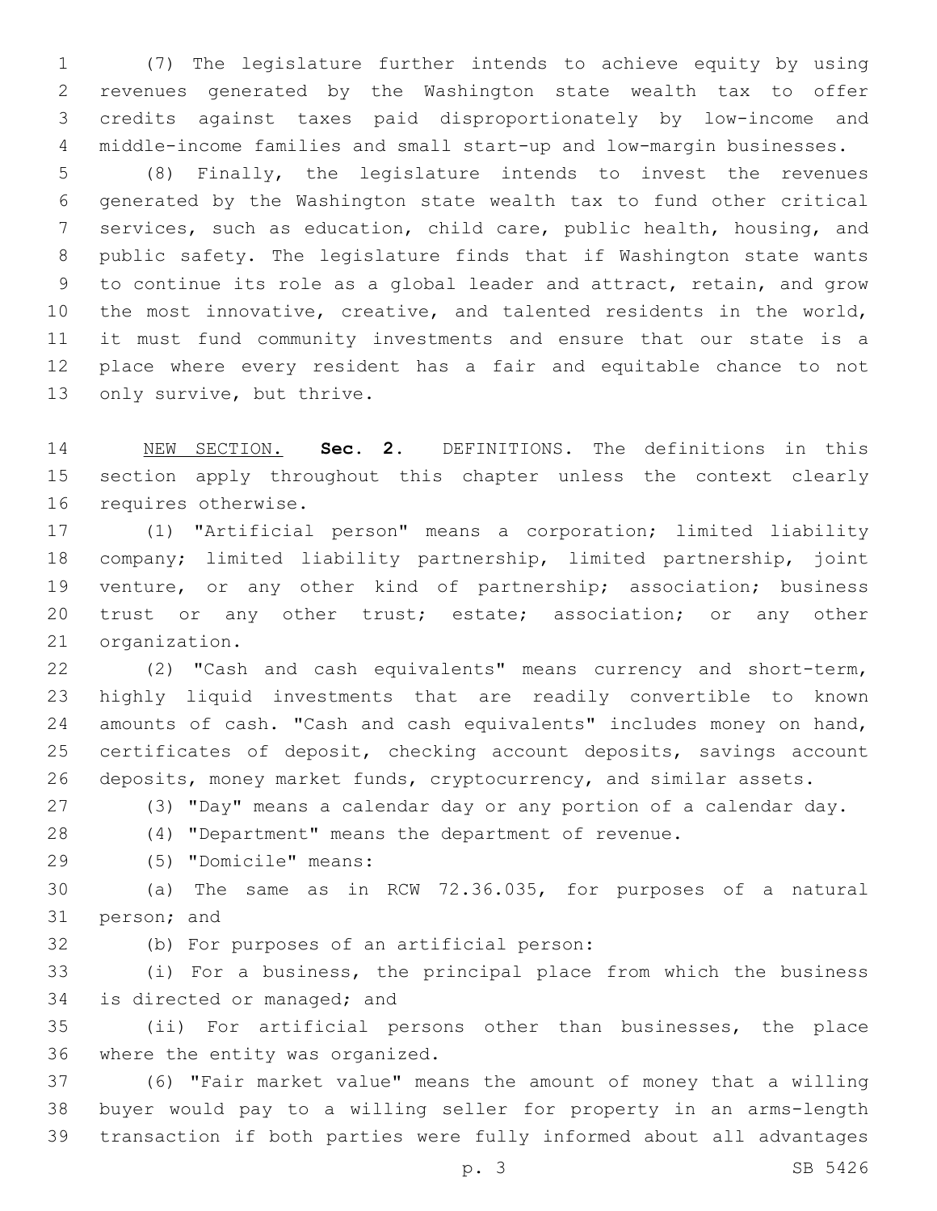(7) The legislature further intends to achieve equity by using revenues generated by the Washington state wealth tax to offer credits against taxes paid disproportionately by low-income and middle-income families and small start-up and low-margin businesses.

(8) Finally, the legislature intends to invest the revenues generated by the Washington state wealth tax to fund other critical services, such as education, child care, public health, housing, and public safety. The legislature finds that if Washington state wants to continue its role as a global leader and attract, retain, and grow the most innovative, creative, and talented residents in the world, it must fund community investments and ensure that our state is a place where every resident has a fair and equitable chance to not only survive, but thrive.

NEW SECTION. **Sec. 2.** DEFINITIONS. The definitions in this section apply throughout this chapter unless the context clearly requires otherwise.

(1) "Artificial person" means a corporation; limited liability company; limited liability partnership, limited partnership, joint venture, or any other kind of partnership; association; business trust or any other trust; estate; association; or any other organization.

(2) "Cash and cash equivalents" means currency and short-term, highly liquid investments that are readily convertible to known amounts of cash. "Cash and cash equivalents" includes money on hand, certificates of deposit, checking account deposits, savings account deposits, money market funds, cryptocurrency, and similar assets.

(3) "Day" means a calendar day or any portion of a calendar day.

(4) "Department" means the department of revenue.

(5) "Domicile" means:

(a) The same as in RCW 72.36.035, for purposes of a natural person; and

(b) For purposes of an artificial person:

(i) For a business, the principal place from which the business is directed or managed; and

(ii) For artificial persons other than businesses, the place where the entity was organized.

(6) "Fair market value" means the amount of money that a willing buyer would pay to a willing seller for property in an arms-length transaction if both parties were fully informed about all advantages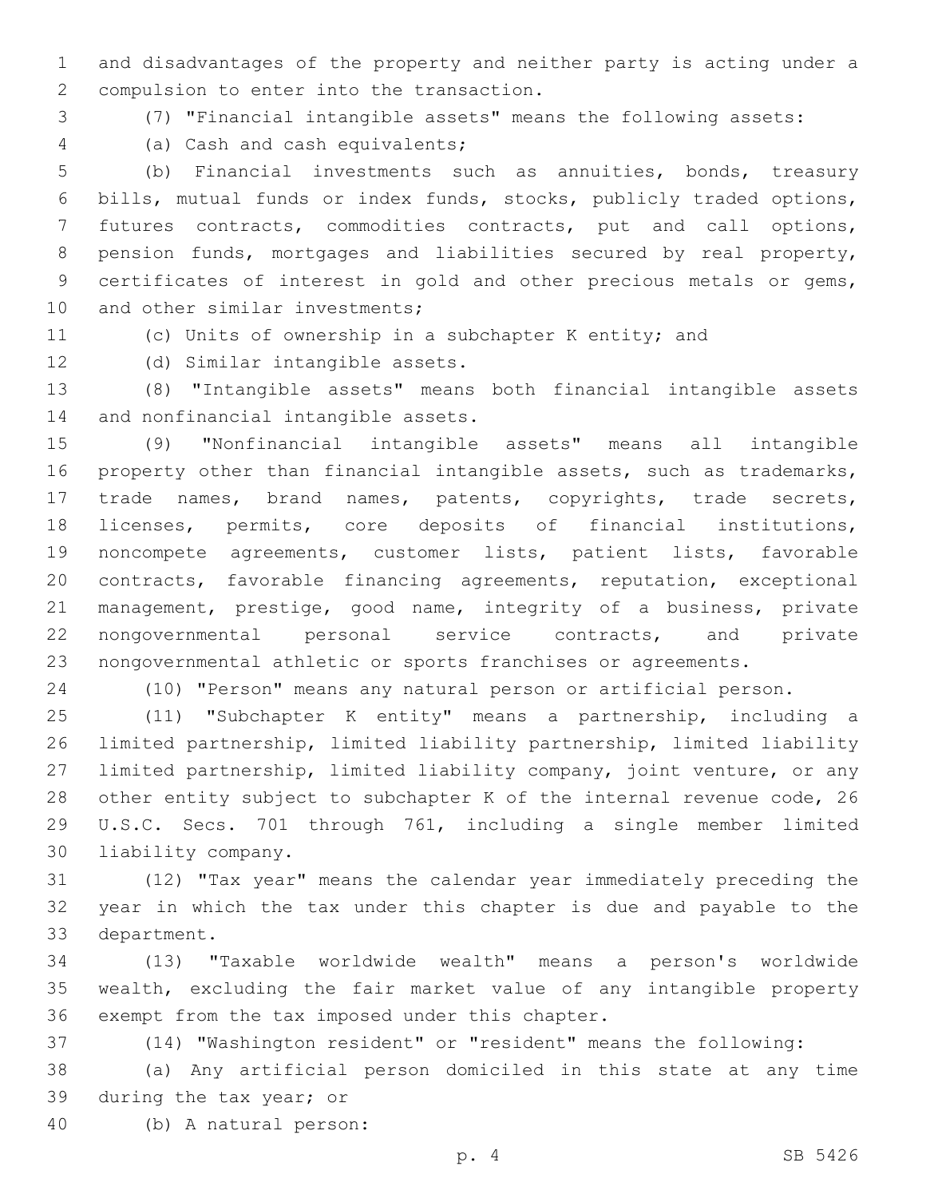and disadvantages of the property and neither party is acting under a compulsion to enter into the transaction.

(7) "Financial intangible assets" means the following assets:

(a) Cash and cash equivalents;

(b) Financial investments such as annuities, bonds, treasury bills, mutual funds or index funds, stocks, publicly traded options, futures contracts, commodities contracts, put and call options, pension funds, mortgages and liabilities secured by real property, certificates of interest in gold and other precious metals or gems, and other similar investments;

(c) Units of ownership in a subchapter K entity; and

(d) Similar intangible assets.

(8) "Intangible assets" means both financial intangible assets and nonfinancial intangible assets.

(9) "Nonfinancial intangible assets" means all intangible property other than financial intangible assets, such as trademarks, trade names, brand names, patents, copyrights, trade secrets, licenses, permits, core deposits of financial institutions, noncompete agreements, customer lists, patient lists, favorable contracts, favorable financing agreements, reputation, exceptional management, prestige, good name, integrity of a business, private nongovernmental personal service contracts, and private nongovernmental athletic or sports franchises or agreements.

(10) "Person" means any natural person or artificial person.

(11) "Subchapter K entity" means a partnership, including a limited partnership, limited liability partnership, limited liability limited partnership, limited liability company, joint venture, or any other entity subject to subchapter K of the internal revenue code, 26 U.S.C. Secs. 701 through 761, including a single member limited liability company.

(12) "Tax year" means the calendar year immediately preceding the year in which the tax under this chapter is due and payable to the department.

(13) "Taxable worldwide wealth" means a person's worldwide wealth, excluding the fair market value of any intangible property exempt from the tax imposed under this chapter.

(14) "Washington resident" or "resident" means the following:

(a) Any artificial person domiciled in this state at any time during the tax year; or

(b) A natural person: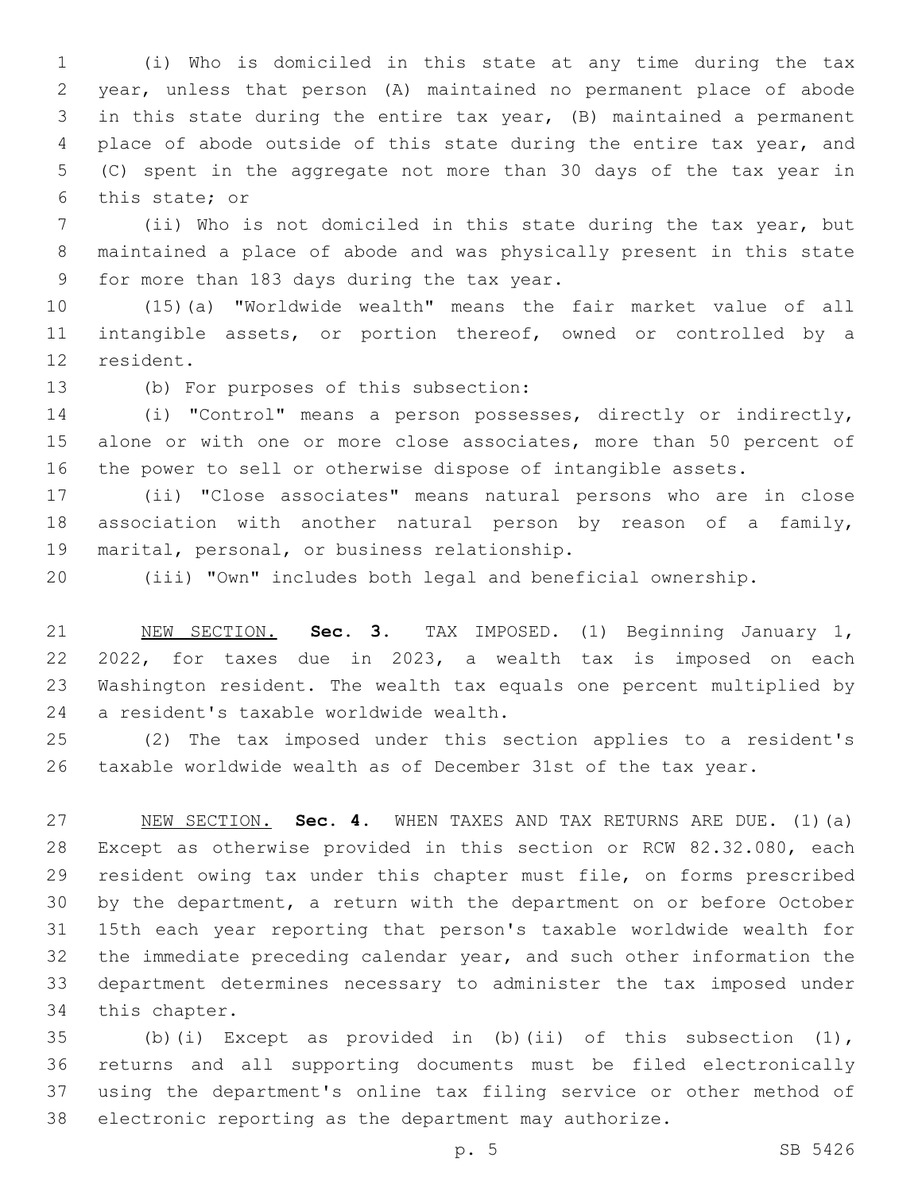(i) Who is domiciled in this state at any time during the tax year, unless that person (A) maintained no permanent place of abode in this state during the entire tax year, (B) maintained a permanent place of abode outside of this state during the entire tax year, and (C) spent in the aggregate not more than 30 days of the tax year in this state; or

(ii) Who is not domiciled in this state during the tax year, but maintained a place of abode and was physically present in this state for more than 183 days during the tax year.

(15)(a) "Worldwide wealth" means the fair market value of all intangible assets, or portion thereof, owned or controlled by a resident.

(b) For purposes of this subsection:

(i) "Control" means a person possesses, directly or indirectly, alone or with one or more close associates, more than 50 percent of the power to sell or otherwise dispose of intangible assets.

(ii) "Close associates" means natural persons who are in close association with another natural person by reason of a family, marital, personal, or business relationship.

(iii) "Own" includes both legal and beneficial ownership.

NEW SECTION. **Sec. 3.** TAX IMPOSED. (1) Beginning January 1, 2022, for taxes due in 2023, a wealth tax is imposed on each Washington resident. The wealth tax equals one percent multiplied by a resident's taxable worldwide wealth.

(2) The tax imposed under this section applies to a resident's taxable worldwide wealth as of December 31st of the tax year.

NEW SECTION. **Sec. 4.** WHEN TAXES AND TAX RETURNS ARE DUE. (1)(a) Except as otherwise provided in this section or RCW 82.32.080, each resident owing tax under this chapter must file, on forms prescribed by the department, a return with the department on or before October 15th each year reporting that person's taxable worldwide wealth for the immediate preceding calendar year, and such other information the department determines necessary to administer the tax imposed under this chapter.

(b)(i) Except as provided in (b)(ii) of this subsection (1), returns and all supporting documents must be filed electronically using the department's online tax filing service or other method of electronic reporting as the department may authorize.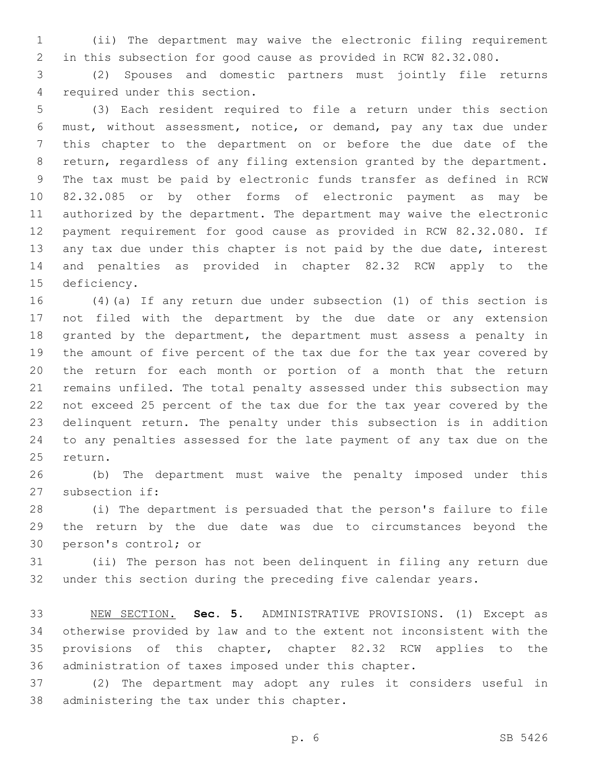(ii) The department may waive the electronic filing requirement in this subsection for good cause as provided in RCW 82.32.080.

(2) Spouses and domestic partners must jointly file returns required under this section.

(3) Each resident required to file a return under this section must, without assessment, notice, or demand, pay any tax due under this chapter to the department on or before the due date of the return, regardless of any filing extension granted by the department. The tax must be paid by electronic funds transfer as defined in RCW 82.32.085 or by other forms of electronic payment as may be authorized by the department. The department may waive the electronic payment requirement for good cause as provided in RCW 82.32.080. If any tax due under this chapter is not paid by the due date, interest and penalties as provided in chapter 82.32 RCW apply to the deficiency.

(4)(a) If any return due under subsection (1) of this section is not filed with the department by the due date or any extension granted by the department, the department must assess a penalty in the amount of five percent of the tax due for the tax year covered by the return for each month or portion of a month that the return remains unfiled. The total penalty assessed under this subsection may not exceed 25 percent of the tax due for the tax year covered by the delinquent return. The penalty under this subsection is in addition to any penalties assessed for the late payment of any tax due on the return.

(b) The department must waive the penalty imposed under this subsection if:

(i) The department is persuaded that the person's failure to file the return by the due date was due to circumstances beyond the person's control; or

(ii) The person has not been delinquent in filing any return due under this section during the preceding five calendar years.

NEW SECTION. **Sec. 5.** ADMINISTRATIVE PROVISIONS. (1) Except as otherwise provided by law and to the extent not inconsistent with the provisions of this chapter, chapter 82.32 RCW applies to the administration of taxes imposed under this chapter.

(2) The department may adopt any rules it considers useful in administering the tax under this chapter.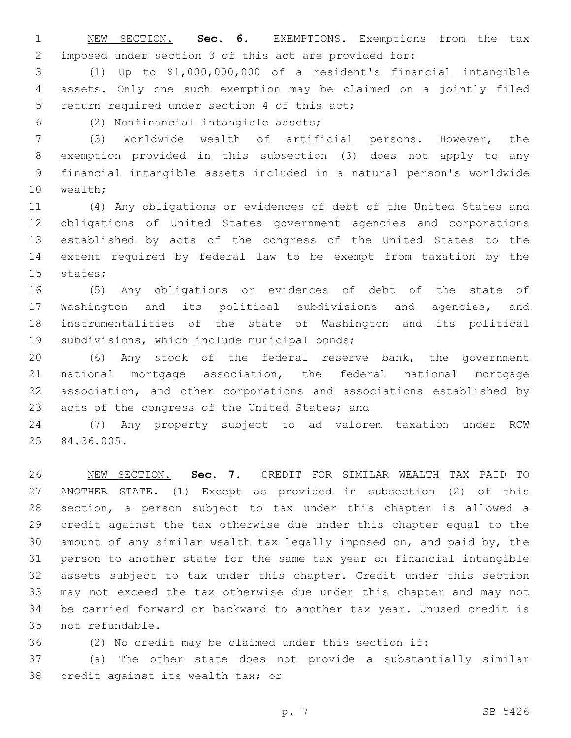NEW SECTION. **Sec. 6.** EXEMPTIONS. Exemptions from the tax imposed under section 3 of this act are provided for:

(1) Up to $1,000,000,000 of a resident's financial intangible assets. Only one such exemption may be claimed on a jointly filed return required under section 4 of this act;

(2) Nonfinancial intangible assets;

(3) Worldwide wealth of artificial persons. However, the exemption provided in this subsection (3) does not apply to any financial intangible assets included in a natural person's worldwide wealth;

(4) Any obligations or evidences of debt of the United States and obligations of United States government agencies and corporations established by acts of the congress of the United States to the extent required by federal law to be exempt from taxation by the states;

(5) Any obligations or evidences of debt of the state of Washington and its political subdivisions and agencies, and instrumentalities of the state of Washington and its political subdivisions, which include municipal bonds;

(6) Any stock of the federal reserve bank, the government national mortgage association, the federal national mortgage association, and other corporations and associations established by acts of the congress of the United States; and

(7) Any property subject to ad valorem taxation under RCW 84.36.005.

NEW SECTION. **Sec. 7.** CREDIT FOR SIMILAR WEALTH TAX PAID TO ANOTHER STATE. (1) Except as provided in subsection (2) of this section, a person subject to tax under this chapter is allowed a credit against the tax otherwise due under this chapter equal to the amount of any similar wealth tax legally imposed on, and paid by, the person to another state for the same tax year on financial intangible assets subject to tax under this chapter. Credit under this section may not exceed the tax otherwise due under this chapter and may not be carried forward or backward to another tax year. Unused credit is not refundable.

(2) No credit may be claimed under this section if:

(a) The other state does not provide a substantially similar credit against its wealth tax; or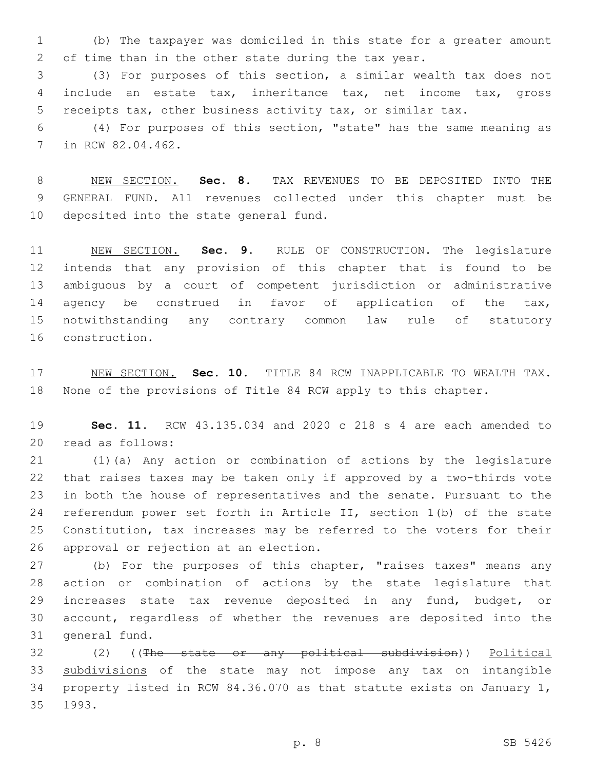(b) The taxpayer was domiciled in this state for a greater amount of time than in the other state during the tax year.

(3) For purposes of this section, a similar wealth tax does not include an estate tax, inheritance tax, net income tax, gross receipts tax, other business activity tax, or similar tax.

(4) For purposes of this section, "state" has the same meaning as in RCW 82.04.462.

NEW SECTION. **Sec. 8.** TAX REVENUES TO BE DEPOSITED INTO THE GENERAL FUND. All revenues collected under this chapter must be deposited into the state general fund.

NEW SECTION. **Sec. 9.** RULE OF CONSTRUCTION. The legislature intends that any provision of this chapter that is found to be ambiguous by a court of competent jurisdiction or administrative agency be construed in favor of application of the tax, notwithstanding any contrary common law rule of statutory construction.

NEW SECTION. **Sec. 10.** TITLE 84 RCW INAPPLICABLE TO WEALTH TAX. None of the provisions of Title 84 RCW apply to this chapter.

**Sec. 11.** RCW 43.135.034 and 2020 c 218 s 4 are each amended to read as follows:

(1)(a) Any action or combination of actions by the legislature that raises taxes may be taken only if approved by a two-thirds vote in both the house of representatives and the senate. Pursuant to the referendum power set forth in Article II, section 1(b) of the state Constitution, tax increases may be referred to the voters for their approval or rejection at an election.

(b) For the purposes of this chapter, "raises taxes" means any action or combination of actions by the state legislature that increases state tax revenue deposited in any fund, budget, or account, regardless of whether the revenues are deposited into the general fund.

(2) ((~~The state or any political subdivision~~)) Political subdivisions of the state may not impose any tax on intangible property listed in RCW 84.36.070 as that statute exists on January 1, 1993.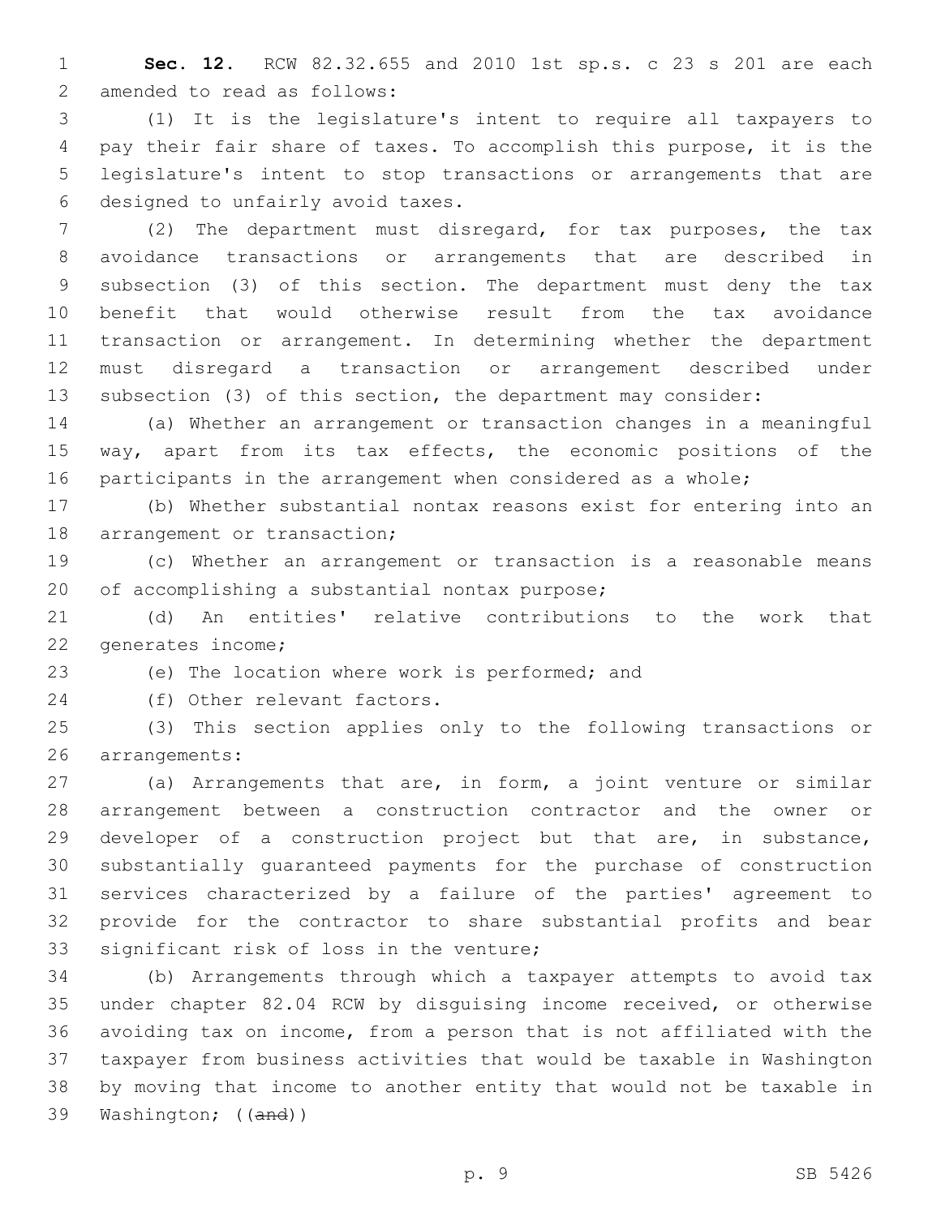**Sec. 12.** RCW 82.32.655 and 2010 1st sp.s. c 23 s 201 are each amended to read as follows:

(1) It is the legislature's intent to require all taxpayers to pay their fair share of taxes. To accomplish this purpose, it is the legislature's intent to stop transactions or arrangements that are designed to unfairly avoid taxes.

(2) The department must disregard, for tax purposes, the tax avoidance transactions or arrangements that are described in subsection (3) of this section. The department must deny the tax benefit that would otherwise result from the tax avoidance transaction or arrangement. In determining whether the department must disregard a transaction or arrangement described under subsection (3) of this section, the department may consider:

(a) Whether an arrangement or transaction changes in a meaningful way, apart from its tax effects, the economic positions of the participants in the arrangement when considered as a whole;

(b) Whether substantial nontax reasons exist for entering into an arrangement or transaction;

(c) Whether an arrangement or transaction is a reasonable means of accomplishing a substantial nontax purpose;

(d) An entities' relative contributions to the work that generates income;

(e) The location where work is performed; and

(f) Other relevant factors.

(3) This section applies only to the following transactions or arrangements:

(a) Arrangements that are, in form, a joint venture or similar arrangement between a construction contractor and the owner or developer of a construction project but that are, in substance, substantially guaranteed payments for the purchase of construction services characterized by a failure of the parties' agreement to provide for the contractor to share substantial profits and bear significant risk of loss in the venture;

(b) Arrangements through which a taxpayer attempts to avoid tax under chapter 82.04 RCW by disguising income received, or otherwise avoiding tax on income, from a person that is not affiliated with the taxpayer from business activities that would be taxable in Washington by moving that income to another entity that would not be taxable in Washington; ((~~and~~))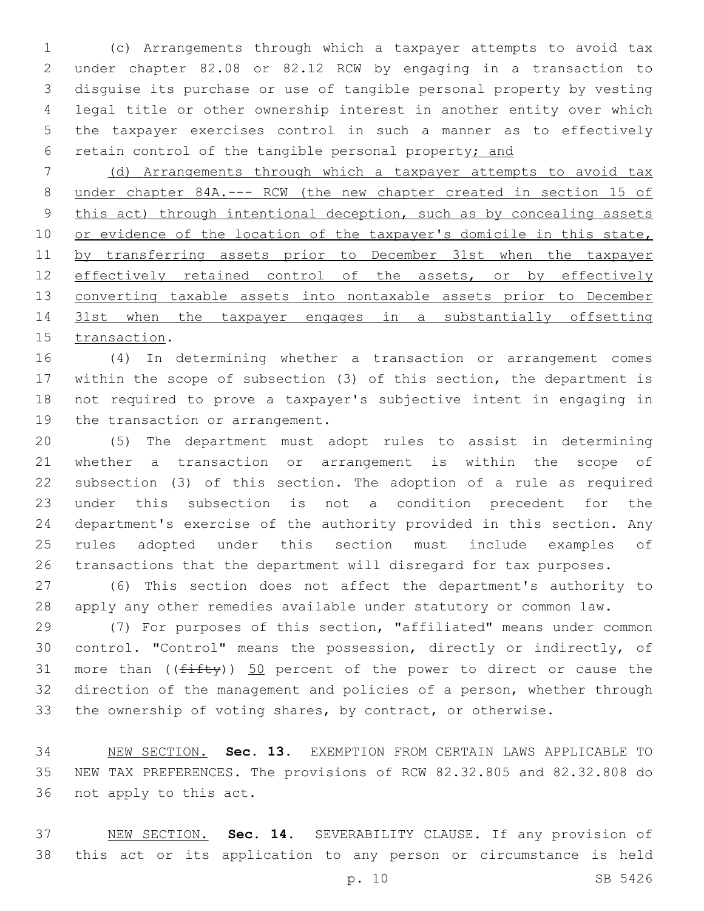(c) Arrangements through which a taxpayer attempts to avoid tax under chapter 82.08 or 82.12 RCW by engaging in a transaction to disguise its purchase or use of tangible personal property by vesting legal title or other ownership interest in another entity over which the taxpayer exercises control in such a manner as to effectively retain control of the tangible personal property; and

(d) Arrangements through which a taxpayer attempts to avoid tax under chapter 84A.--- RCW (the new chapter created in section 15 of this act) through intentional deception, such as by concealing assets or evidence of the location of the taxpayer's domicile in this state, by transferring assets prior to December 31st when the taxpayer effectively retained control of the assets, or by effectively converting taxable assets into nontaxable assets prior to December 31st when the taxpayer engages in a substantially offsetting transaction.

(4) In determining whether a transaction or arrangement comes within the scope of subsection (3) of this section, the department is not required to prove a taxpayer's subjective intent in engaging in the transaction or arrangement.

(5) The department must adopt rules to assist in determining whether a transaction or arrangement is within the scope of subsection (3) of this section. The adoption of a rule as required under this subsection is not a condition precedent for the department's exercise of the authority provided in this section. Any rules adopted under this section must include examples of transactions that the department will disregard for tax purposes.

(6) This section does not affect the department's authority to apply any other remedies available under statutory or common law.

(7) For purposes of this section, "affiliated" means under common control. "Control" means the possession, directly or indirectly, of more than ((~~fifty~~)) 50 percent of the power to direct or cause the direction of the management and policies of a person, whether through the ownership of voting shares, by contract, or otherwise.

NEW SECTION. **Sec. 13.** EXEMPTION FROM CERTAIN LAWS APPLICABLE TO NEW TAX PREFERENCES. The provisions of RCW 82.32.805 and 82.32.808 do not apply to this act.

NEW SECTION. **Sec. 14.** SEVERABILITY CLAUSE. If any provision of this act or its application to any person or circumstance is held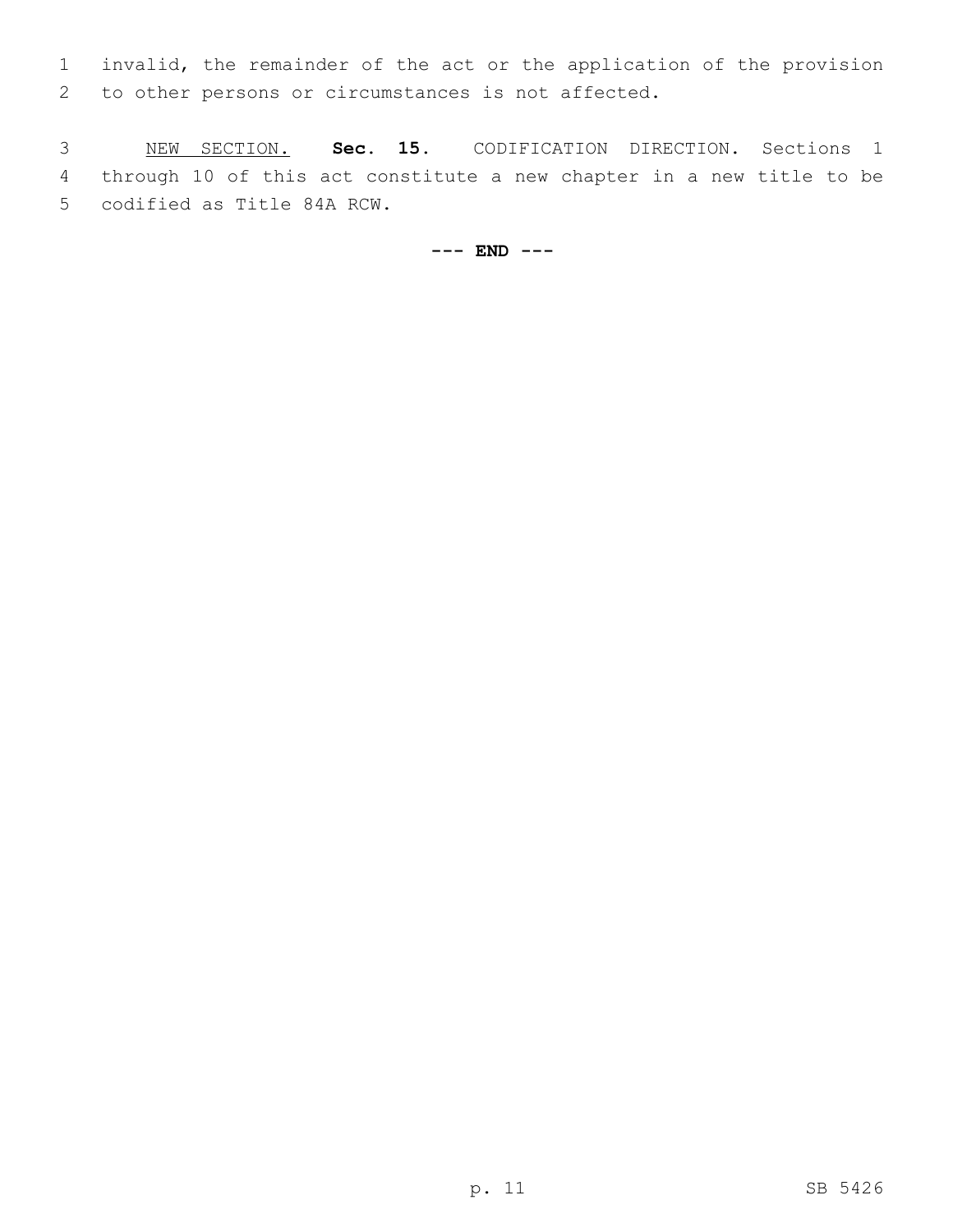invalid, the remainder of the act or the application of the provision to other persons or circumstances is not affected.

NEW SECTION. **Sec. 15.** CODIFICATION DIRECTION. Sections 1 through 10 of this act constitute a new chapter in a new title to be codified as Title 84A RCW.

**--- END ---**